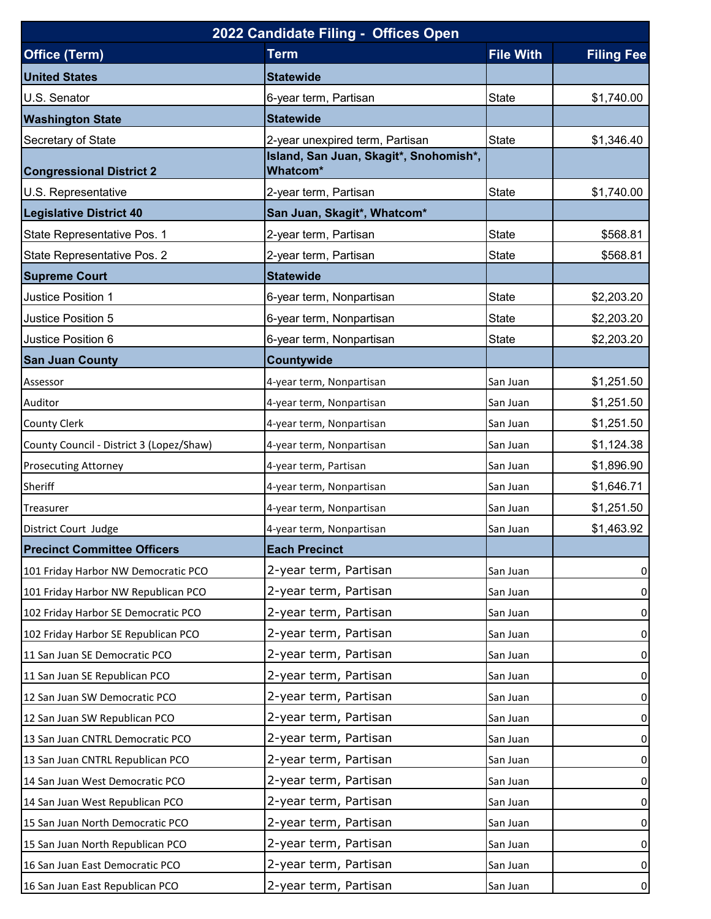| 2022 Candidate Filing - Offices Open | | | |
|---|---|---|---|
| **Office (Term)** | **Term** | **File With** | **Filing Fee** |
| **United States** | **Statewide** | | |
| U.S. Senator | 6-year term, Partisan | State | $1,740.00 |
| **Washington State** | **Statewide** | | |
| Secretary of State | 2-year unexpired term, Partisan | State | $1,346.40 |
| **Congressional District 2** | **Island, San Juan, Skagit*, Snohomish*, Whatcom*** | | |
| U.S. Representative | 2-year term, Partisan | State | $1,740.00 |
| **Legislative District 40** | **San Juan, Skagit*, Whatcom*** | | |
| State Representative Pos. 1 | 2-year term, Partisan | State | $568.81 |
| State Representative Pos. 2 | 2-year term, Partisan | State | $568.81 |
| **Supreme Court** | **Statewide** | | |
| Justice Position 1 | 6-year term, Nonpartisan | State | $2,203.20 |
| Justice Position 5 | 6-year term, Nonpartisan | State | $2,203.20 |
| Justice Position 6 | 6-year term, Nonpartisan | State | $2,203.20 |
| **San Juan County** | **Countywide** | | |
| Assessor | 4-year term, Nonpartisan | San Juan | $1,251.50 |
| Auditor | 4-year term, Nonpartisan | San Juan | $1,251.50 |
| County Clerk | 4-year term, Nonpartisan | San Juan | $1,251.50 |
| County Council - District 3 (Lopez/Shaw) | 4-year term, Nonpartisan | San Juan | $1,124.38 |
| Prosecuting Attorney | 4-year term, Partisan | San Juan | $1,896.90 |
| Sheriff | 4-year term, Nonpartisan | San Juan | $1,646.71 |
| Treasurer | 4-year term, Nonpartisan | San Juan | $1,251.50 |
| District Court Judge | 4-year term, Nonpartisan | San Juan | $1,463.92 |
| **Precinct Committee Officers** | **Each Precinct** | | |
| 101 Friday Harbor NW Democratic PCO | 2-year term, Partisan | San Juan | 0 |
| 101 Friday Harbor NW Republican PCO | 2-year term, Partisan | San Juan | 0 |
| 102 Friday Harbor SE Democratic PCO | 2-year term, Partisan | San Juan | 0 |
| 102 Friday Harbor SE Republican PCO | 2-year term, Partisan | San Juan | 0 |
| 11 San Juan SE Democratic PCO | 2-year term, Partisan | San Juan | 0 |
| 11 San Juan SE Republican PCO | 2-year term, Partisan | San Juan | 0 |
| 12 San Juan SW Democratic PCO | 2-year term, Partisan | San Juan | 0 |
| 12 San Juan SW Republican PCO | 2-year term, Partisan | San Juan | 0 |
| 13 San Juan CNTRL Democratic PCO | 2-year term, Partisan | San Juan | 0 |
| 13 San Juan CNTRL Republican PCO | 2-year term, Partisan | San Juan | 0 |
| 14 San Juan West Democratic PCO | 2-year term, Partisan | San Juan | 0 |
| 14 San Juan West Republican PCO | 2-year term, Partisan | San Juan | 0 |
| 15 San Juan North Democratic PCO | 2-year term, Partisan | San Juan | 0 |
| 15 San Juan North Republican PCO | 2-year term, Partisan | San Juan | 0 |
| 16 San Juan East Democratic PCO | 2-year term, Partisan | San Juan | 0 |
| 16 San Juan East Republican PCO | 2-year term, Partisan | San Juan | 0 |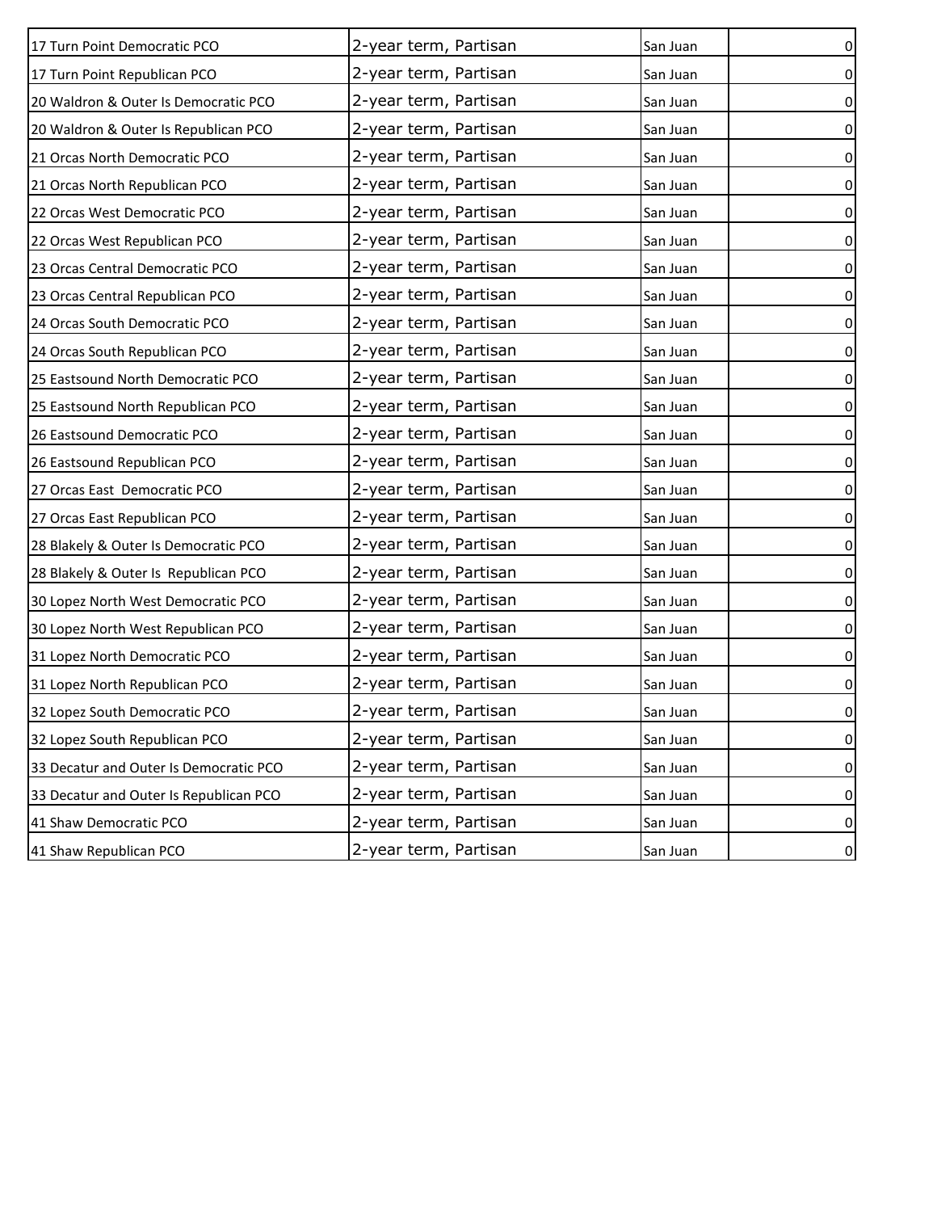| | | | |
|---|---|---|---|
| 17 Turn Point Democratic PCO | 2-year term, Partisan | San Juan | 0 |
| 17 Turn Point Republican PCO | 2-year term, Partisan | San Juan | 0 |
| 20 Waldron & Outer Is Democratic PCO | 2-year term, Partisan | San Juan | 0 |
| 20 Waldron & Outer Is Republican PCO | 2-year term, Partisan | San Juan | 0 |
| 21 Orcas North Democratic PCO | 2-year term, Partisan | San Juan | 0 |
| 21 Orcas North Republican PCO | 2-year term, Partisan | San Juan | 0 |
| 22 Orcas West Democratic PCO | 2-year term, Partisan | San Juan | 0 |
| 22 Orcas West Republican PCO | 2-year term, Partisan | San Juan | 0 |
| 23 Orcas Central Democratic PCO | 2-year term, Partisan | San Juan | 0 |
| 23 Orcas Central Republican PCO | 2-year term, Partisan | San Juan | 0 |
| 24 Orcas South Democratic PCO | 2-year term, Partisan | San Juan | 0 |
| 24 Orcas South Republican PCO | 2-year term, Partisan | San Juan | 0 |
| 25 Eastsound North Democratic PCO | 2-year term, Partisan | San Juan | 0 |
| 25 Eastsound North Republican PCO | 2-year term, Partisan | San Juan | 0 |
| 26 Eastsound Democratic PCO | 2-year term, Partisan | San Juan | 0 |
| 26 Eastsound Republican PCO | 2-year term, Partisan | San Juan | 0 |
| 27 Orcas East Democratic PCO | 2-year term, Partisan | San Juan | 0 |
| 27 Orcas East Republican PCO | 2-year term, Partisan | San Juan | 0 |
| 28 Blakely & Outer Is Democratic PCO | 2-year term, Partisan | San Juan | 0 |
| 28 Blakely & Outer Is Republican PCO | 2-year term, Partisan | San Juan | 0 |
| 30 Lopez North West Democratic PCO | 2-year term, Partisan | San Juan | 0 |
| 30 Lopez North West Republican PCO | 2-year term, Partisan | San Juan | 0 |
| 31 Lopez North Democratic PCO | 2-year term, Partisan | San Juan | 0 |
| 31 Lopez North Republican PCO | 2-year term, Partisan | San Juan | 0 |
| 32 Lopez South Democratic PCO | 2-year term, Partisan | San Juan | 0 |
| 32 Lopez South Republican PCO | 2-year term, Partisan | San Juan | 0 |
| 33 Decatur and Outer Is Democratic PCO | 2-year term, Partisan | San Juan | 0 |
| 33 Decatur and Outer Is Republican PCO | 2-year term, Partisan | San Juan | 0 |
| 41 Shaw Democratic PCO | 2-year term, Partisan | San Juan | 0 |
| 41 Shaw Republican PCO | 2-year term, Partisan | San Juan | 0 |